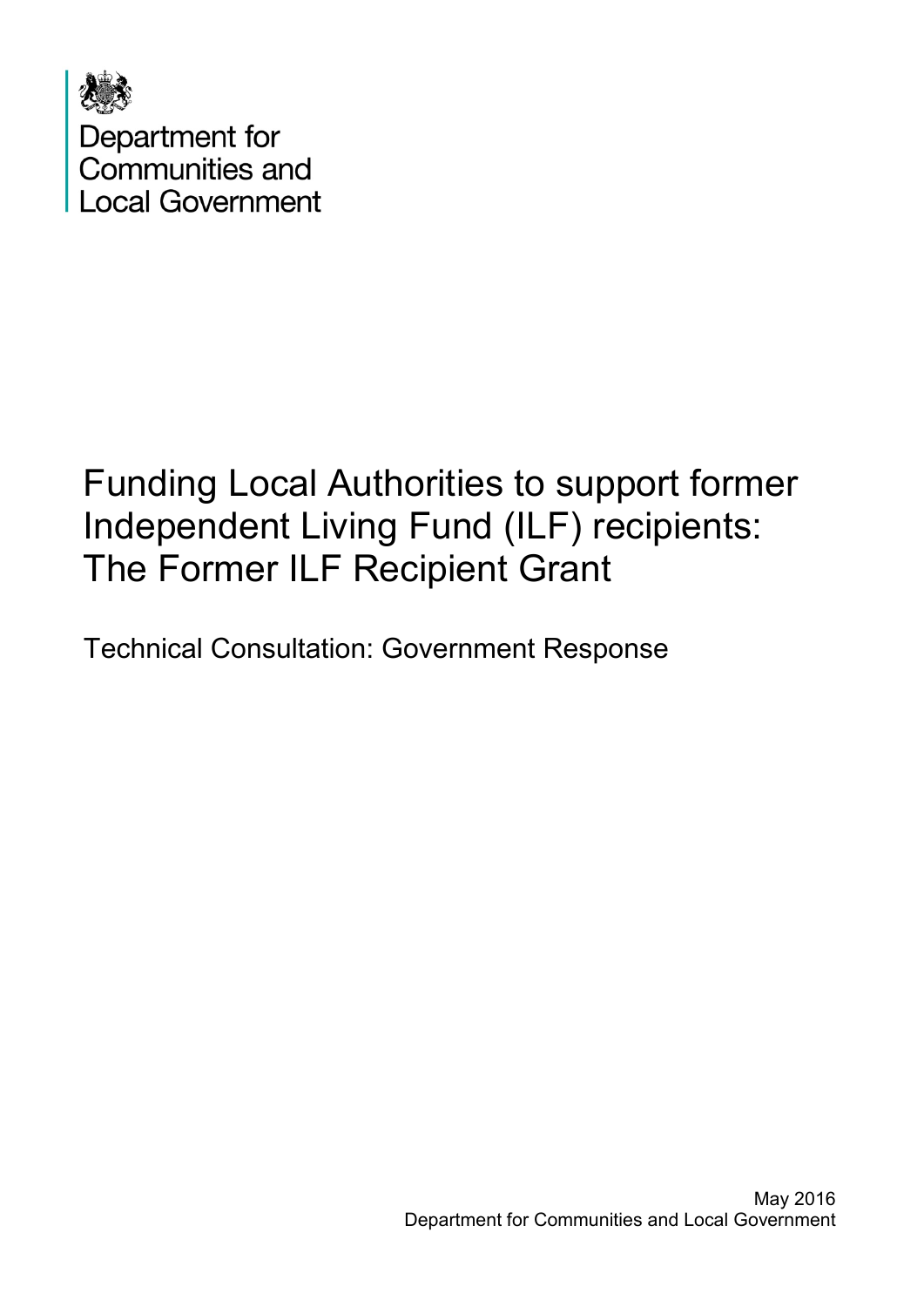Department for
Communities and
Local Government

# Funding Local Authorities to support former Independent Living Fund (ILF) recipients: The Former ILF Recipient Grant

Technical Consultation: Government Response

May 2016
Department for Communities and Local Government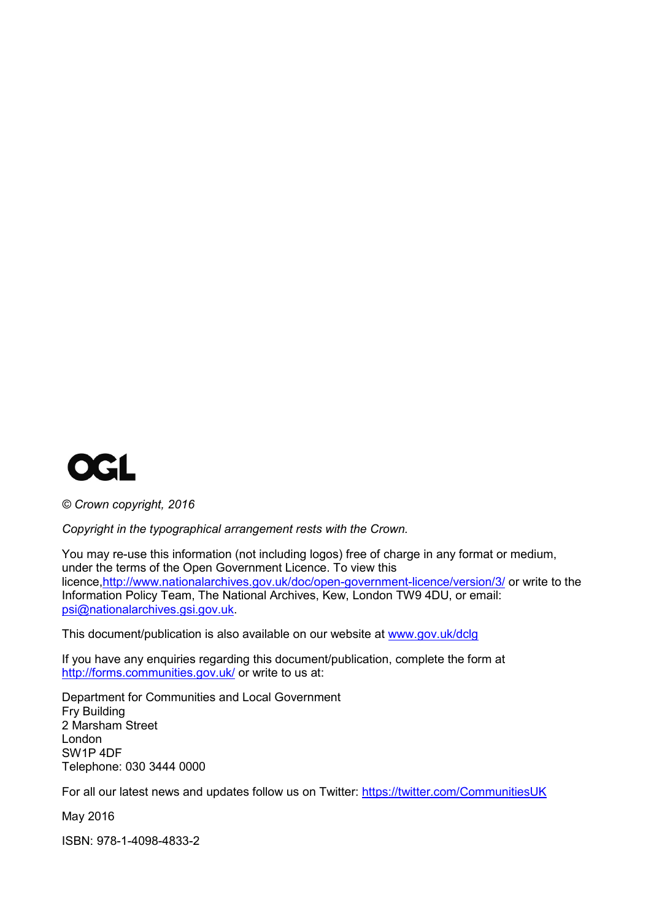OGL

*© Crown copyright, 2016*

*Copyright in the typographical arrangement rests with the Crown.*

You may re-use this information (not including logos) free of charge in any format or medium, under the terms of the Open Government Licence. To view this licence,http://www.nationalarchives.gov.uk/doc/open-government-licence/version/3/ or write to the Information Policy Team, The National Archives, Kew, London TW9 4DU, or email: psi@nationalarchives.gsi.gov.uk.

This document/publication is also available on our website at www.gov.uk/dclg

If you have any enquiries regarding this document/publication, complete the form at http://forms.communities.gov.uk/ or write to us at:

Department for Communities and Local Government
Fry Building
2 Marsham Street
London
SW1P 4DF
Telephone: 030 3444 0000

For all our latest news and updates follow us on Twitter: https://twitter.com/CommunitiesUK

May 2016

ISBN: 978-1-4098-4833-2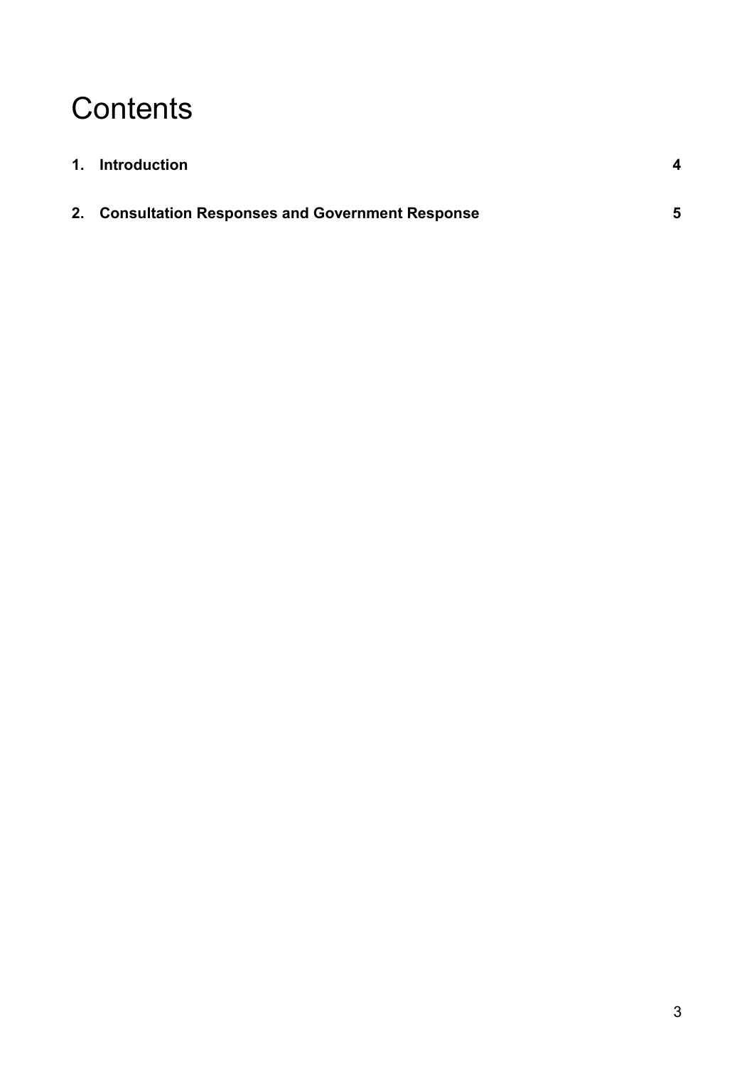# Contents

**1. Introduction** **4**

**2. Consultation Responses and Government Response** **5**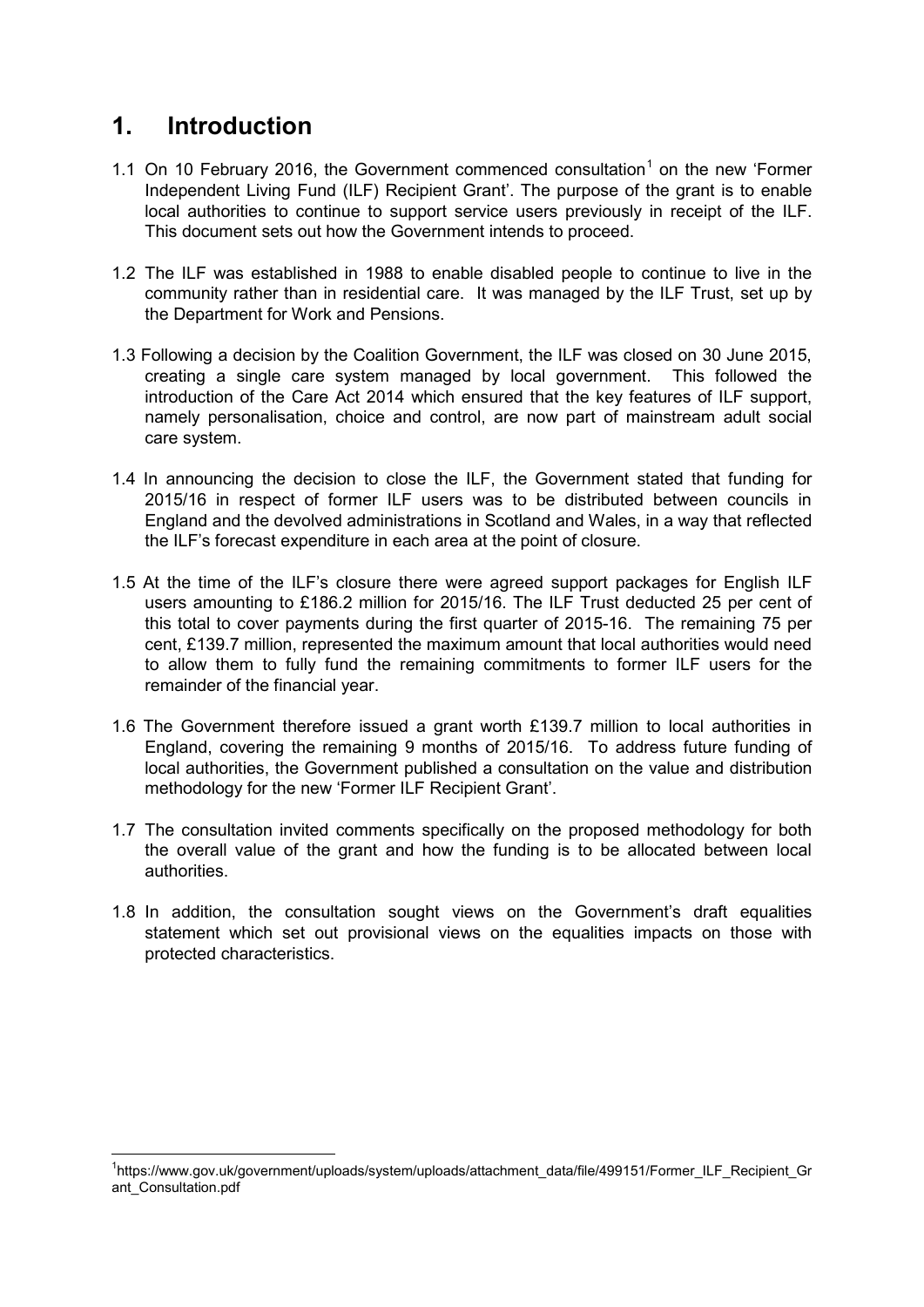# 1. Introduction

1.1 On 10 February 2016, the Government commenced consultation[1] on the new 'Former Independent Living Fund (ILF) Recipient Grant'. The purpose of the grant is to enable local authorities to continue to support service users previously in receipt of the ILF. This document sets out how the Government intends to proceed.

1.2 The ILF was established in 1988 to enable disabled people to continue to live in the community rather than in residential care. It was managed by the ILF Trust, set up by the Department for Work and Pensions.

1.3 Following a decision by the Coalition Government, the ILF was closed on 30 June 2015, creating a single care system managed by local government. This followed the introduction of the Care Act 2014 which ensured that the key features of ILF support, namely personalisation, choice and control, are now part of mainstream adult social care system.

1.4 In announcing the decision to close the ILF, the Government stated that funding for 2015/16 in respect of former ILF users was to be distributed between councils in England and the devolved administrations in Scotland and Wales, in a way that reflected the ILF's forecast expenditure in each area at the point of closure.

1.5 At the time of the ILF's closure there were agreed support packages for English ILF users amounting to £186.2 million for 2015/16. The ILF Trust deducted 25 per cent of this total to cover payments during the first quarter of 2015-16. The remaining 75 per cent, £139.7 million, represented the maximum amount that local authorities would need to allow them to fully fund the remaining commitments to former ILF users for the remainder of the financial year.

1.6 The Government therefore issued a grant worth £139.7 million to local authorities in England, covering the remaining 9 months of 2015/16. To address future funding of local authorities, the Government published a consultation on the value and distribution methodology for the new 'Former ILF Recipient Grant'.

1.7 The consultation invited comments specifically on the proposed methodology for both the overall value of the grant and how the funding is to be allocated between local authorities.

1.8 In addition, the consultation sought views on the Government's draft equalities statement which set out provisional views on the equalities impacts on those with protected characteristics.

---

[1] https://www.gov.uk/government/uploads/system/uploads/attachment_data/file/499151/Former_ILF_Recipient_Grant_Consultation.pdf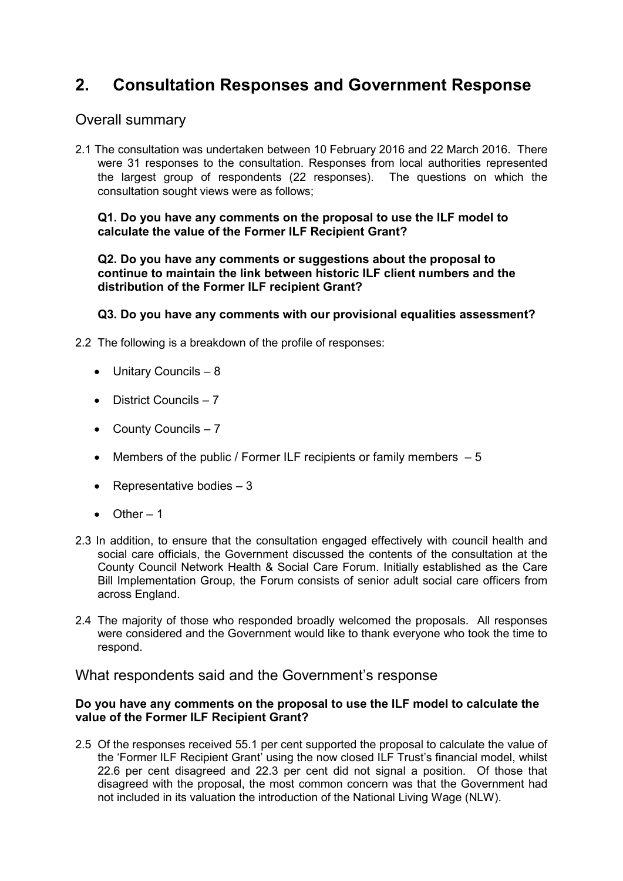# 2. Consultation Responses and Government Response

## Overall summary

2.1 The consultation was undertaken between 10 February 2016 and 22 March 2016. There were 31 responses to the consultation. Responses from local authorities represented the largest group of respondents (22 responses). The questions on which the consultation sought views were as follows;

**Q1. Do you have any comments on the proposal to use the ILF model to calculate the value of the Former ILF Recipient Grant?**

**Q2. Do you have any comments or suggestions about the proposal to continue to maintain the link between historic ILF client numbers and the distribution of the Former ILF recipient Grant?**

**Q3. Do you have any comments with our provisional equalities assessment?**

2.2 The following is a breakdown of the profile of responses:

- Unitary Councils – 8
- District Councils – 7
- County Councils – 7
- Members of the public / Former ILF recipients or family members – 5
- Representative bodies – 3
- Other – 1

2.3 In addition, to ensure that the consultation engaged effectively with council health and social care officials, the Government discussed the contents of the consultation at the County Council Network Health & Social Care Forum. Initially established as the Care Bill Implementation Group, the Forum consists of senior adult social care officers from across England.

2.4 The majority of those who responded broadly welcomed the proposals. All responses were considered and the Government would like to thank everyone who took the time to respond.

## What respondents said and the Government's response

**Do you have any comments on the proposal to use the ILF model to calculate the value of the Former ILF Recipient Grant?**

2.5 Of the responses received 55.1 per cent supported the proposal to calculate the value of the 'Former ILF Recipient Grant' using the now closed ILF Trust's financial model, whilst 22.6 per cent disagreed and 22.3 per cent did not signal a position. Of those that disagreed with the proposal, the most common concern was that the Government had not included in its valuation the introduction of the National Living Wage (NLW).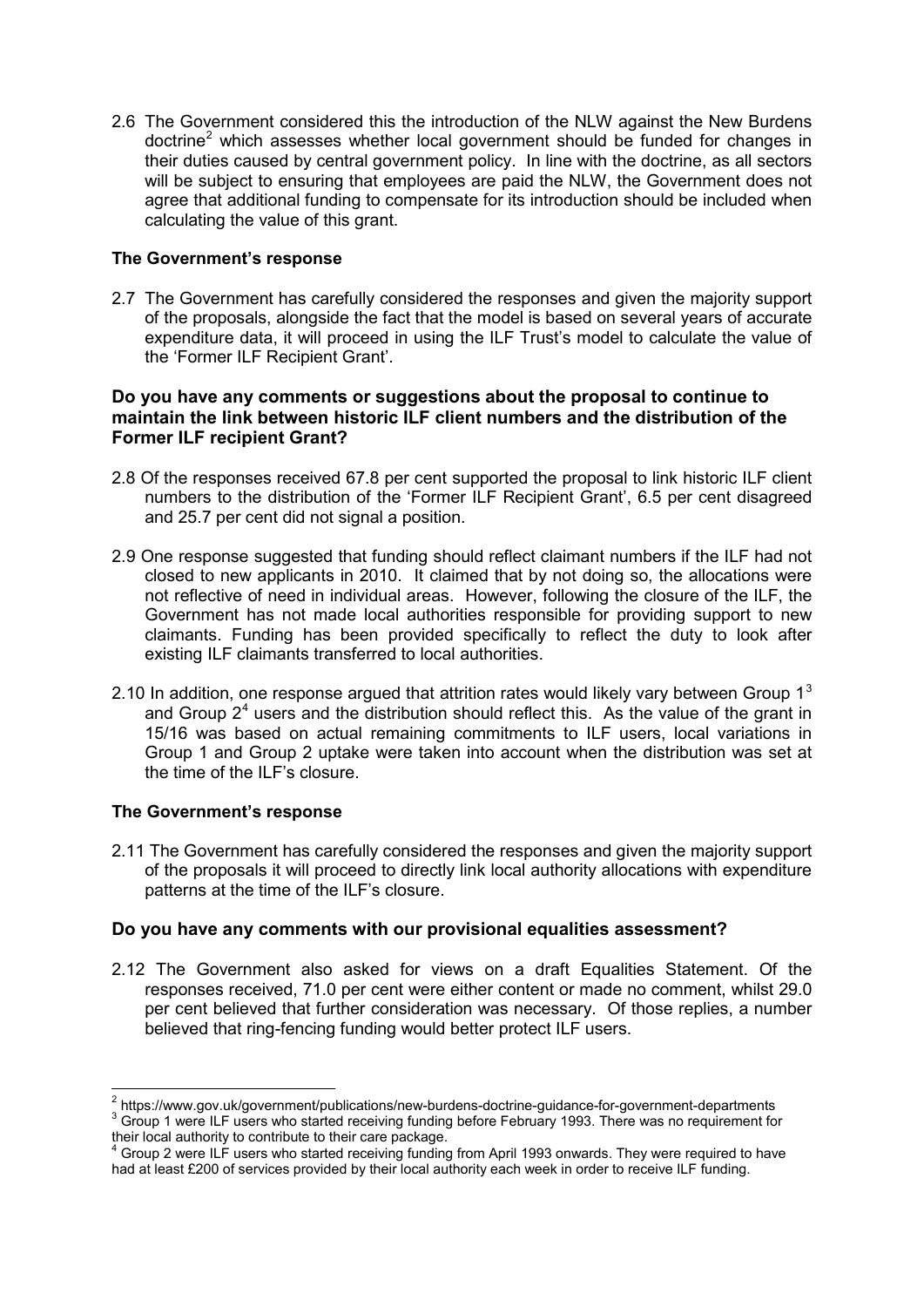2.6 The Government considered this the introduction of the NLW against the New Burdens doctrine[2] which assesses whether local government should be funded for changes in their duties caused by central government policy. In line with the doctrine, as all sectors will be subject to ensuring that employees are paid the NLW, the Government does not agree that additional funding to compensate for its introduction should be included when calculating the value of this grant.

**The Government's response**

2.7 The Government has carefully considered the responses and given the majority support of the proposals, alongside the fact that the model is based on several years of accurate expenditure data, it will proceed in using the ILF Trust's model to calculate the value of the 'Former ILF Recipient Grant'.

**Do you have any comments or suggestions about the proposal to continue to maintain the link between historic ILF client numbers and the distribution of the Former ILF recipient Grant?**

2.8 Of the responses received 67.8 per cent supported the proposal to link historic ILF client numbers to the distribution of the 'Former ILF Recipient Grant', 6.5 per cent disagreed and 25.7 per cent did not signal a position.

2.9 One response suggested that funding should reflect claimant numbers if the ILF had not closed to new applicants in 2010. It claimed that by not doing so, the allocations were not reflective of need in individual areas. However, following the closure of the ILF, the Government has not made local authorities responsible for providing support to new claimants. Funding has been provided specifically to reflect the duty to look after existing ILF claimants transferred to local authorities.

2.10 In addition, one response argued that attrition rates would likely vary between Group 1[3] and Group 2[4] users and the distribution should reflect this. As the value of the grant in 15/16 was based on actual remaining commitments to ILF users, local variations in Group 1 and Group 2 uptake were taken into account when the distribution was set at the time of the ILF's closure.

**The Government's response**

2.11 The Government has carefully considered the responses and given the majority support of the proposals it will proceed to directly link local authority allocations with expenditure patterns at the time of the ILF's closure.

**Do you have any comments with our provisional equalities assessment?**

2.12 The Government also asked for views on a draft Equalities Statement. Of the responses received, 71.0 per cent were either content or made no comment, whilst 29.0 per cent believed that further consideration was necessary. Of those replies, a number believed that ring-fencing funding would better protect ILF users.

---

[2] https://www.gov.uk/government/publications/new-burdens-doctrine-guidance-for-government-departments

[3] Group 1 were ILF users who started receiving funding before February 1993. There was no requirement for their local authority to contribute to their care package.

[4] Group 2 were ILF users who started receiving funding from April 1993 onwards. They were required to have had at least £200 of services provided by their local authority each week in order to receive ILF funding.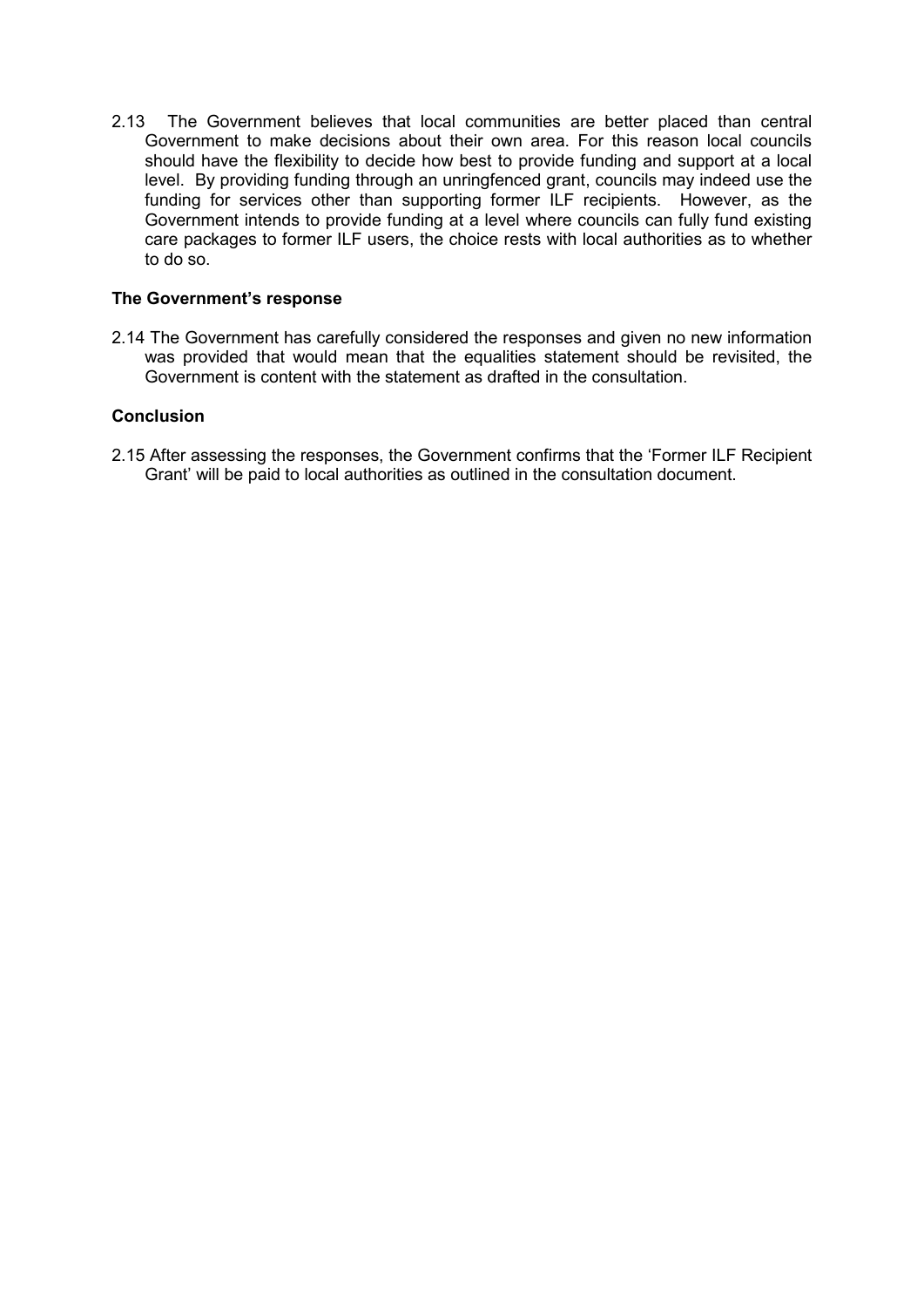2.13 The Government believes that local communities are better placed than central Government to make decisions about their own area. For this reason local councils should have the flexibility to decide how best to provide funding and support at a local level. By providing funding through an unringfenced grant, councils may indeed use the funding for services other than supporting former ILF recipients. However, as the Government intends to provide funding at a level where councils can fully fund existing care packages to former ILF users, the choice rests with local authorities as to whether to do so.

**The Government's response**

2.14 The Government has carefully considered the responses and given no new information was provided that would mean that the equalities statement should be revisited, the Government is content with the statement as drafted in the consultation.

**Conclusion**

2.15 After assessing the responses, the Government confirms that the 'Former ILF Recipient Grant' will be paid to local authorities as outlined in the consultation document.